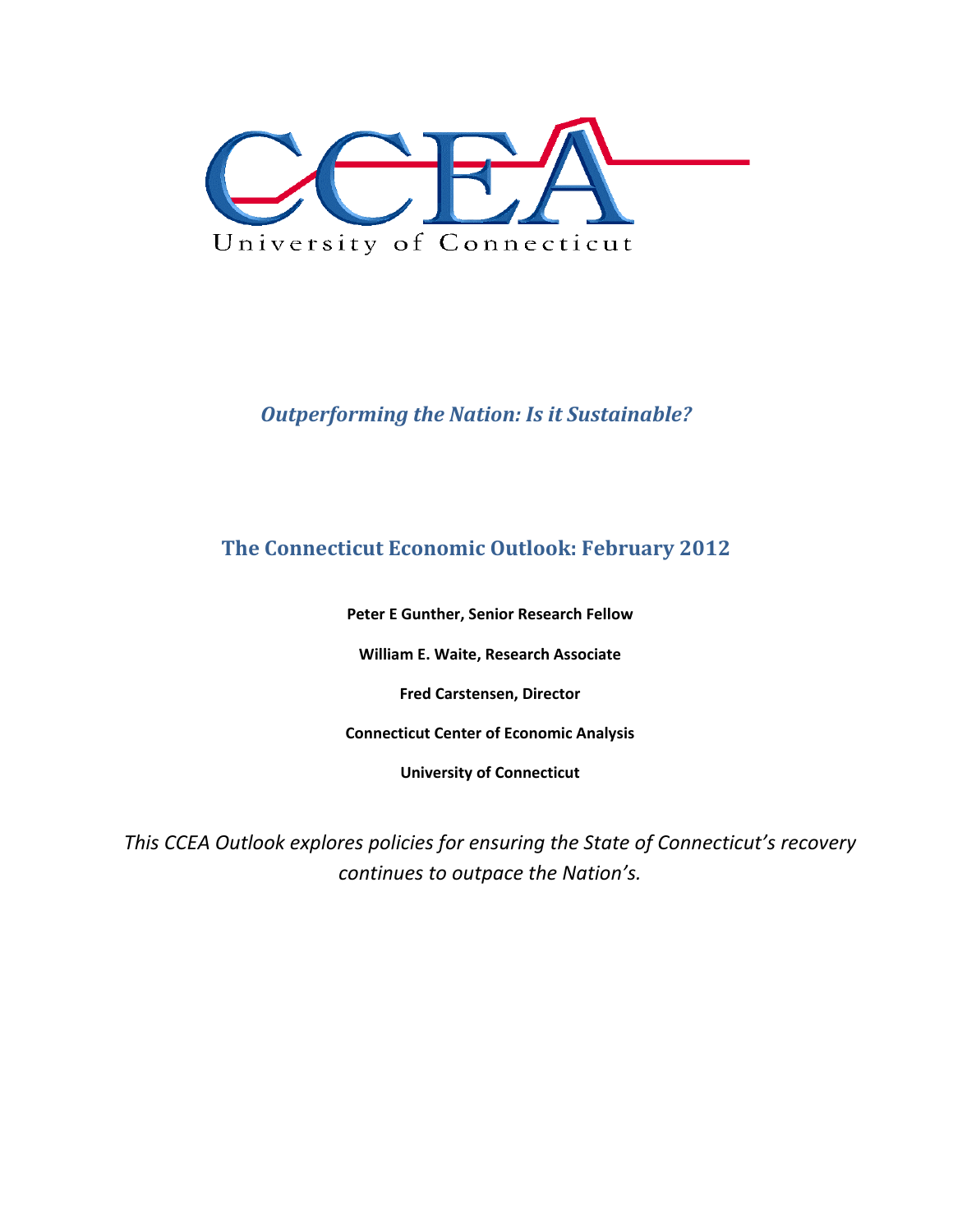CCEA

University of Connecticut

*Outperforming the Nation: Is it Sustainable?*

## The Connecticut Economic Outlook: February 2012

**Peter E Gunther, Senior Research Fellow**

**William E. Waite, Research Associate**

**Fred Carstensen, Director**

**Connecticut Center of Economic Analysis**

**University of Connecticut**

*This CCEA Outlook explores policies for ensuring the State of Connecticut's recovery continues to outpace the Nation's.*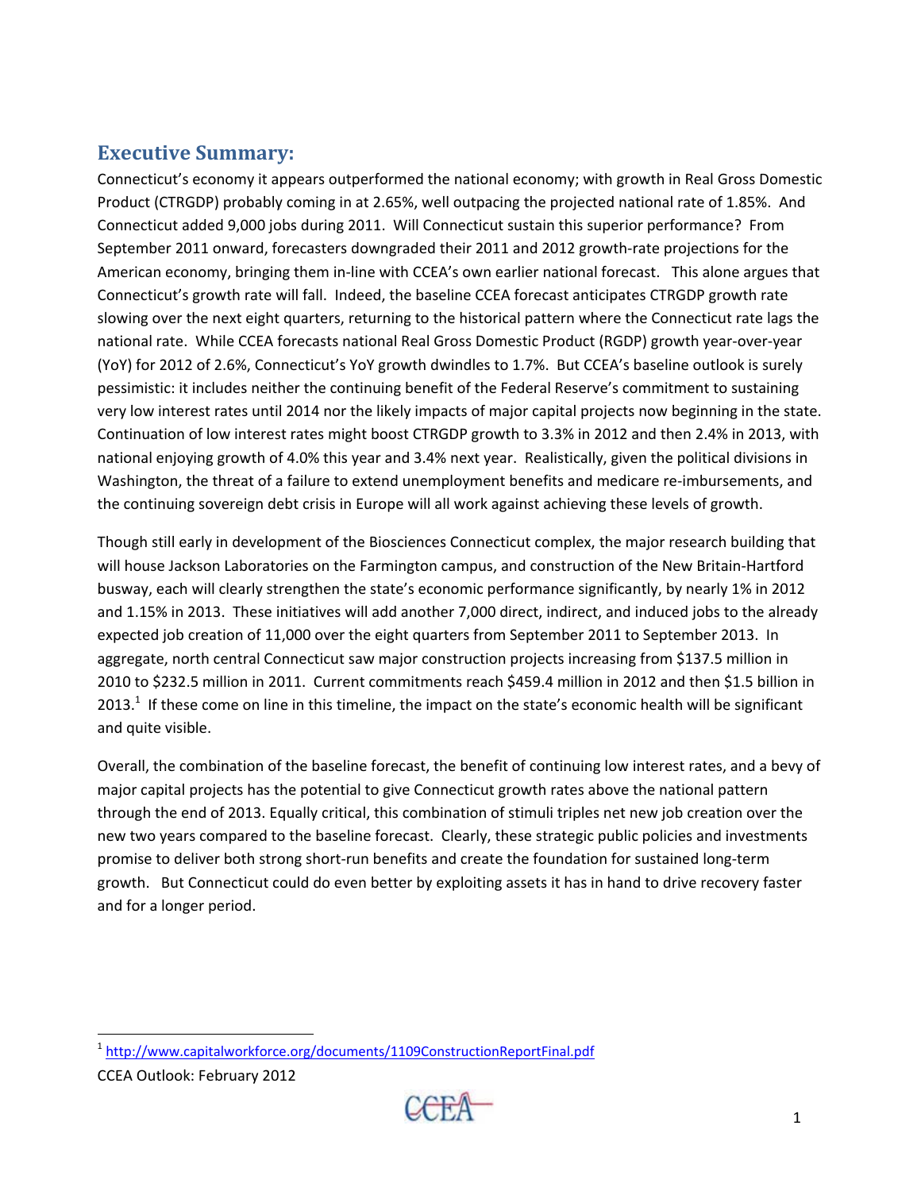## Executive Summary:

Connecticut's economy it appears outperformed the national economy; with growth in Real Gross Domestic Product (CTRGDP) probably coming in at 2.65%, well outpacing the projected national rate of 1.85%. And Connecticut added 9,000 jobs during 2011. Will Connecticut sustain this superior performance? From September 2011 onward, forecasters downgraded their 2011 and 2012 growth-rate projections for the American economy, bringing them in-line with CCEA's own earlier national forecast. This alone argues that Connecticut's growth rate will fall. Indeed, the baseline CCEA forecast anticipates CTRGDP growth rate slowing over the next eight quarters, returning to the historical pattern where the Connecticut rate lags the national rate. While CCEA forecasts national Real Gross Domestic Product (RGDP) growth year-over-year (YoY) for 2012 of 2.6%, Connecticut's YoY growth dwindles to 1.7%. But CCEA's baseline outlook is surely pessimistic: it includes neither the continuing benefit of the Federal Reserve's commitment to sustaining very low interest rates until 2014 nor the likely impacts of major capital projects now beginning in the state. Continuation of low interest rates might boost CTRGDP growth to 3.3% in 2012 and then 2.4% in 2013, with national enjoying growth of 4.0% this year and 3.4% next year. Realistically, given the political divisions in Washington, the threat of a failure to extend unemployment benefits and medicare re-imbursements, and the continuing sovereign debt crisis in Europe will all work against achieving these levels of growth.

Though still early in development of the Biosciences Connecticut complex, the major research building that will house Jackson Laboratories on the Farmington campus, and construction of the New Britain-Hartford busway, each will clearly strengthen the state's economic performance significantly, by nearly 1% in 2012 and 1.15% in 2013. These initiatives will add another 7,000 direct, indirect, and induced jobs to the already expected job creation of 11,000 over the eight quarters from September 2011 to September 2013. In aggregate, north central Connecticut saw major construction projects increasing from $137.5 million in 2010 to $232.5 million in 2011. Current commitments reach $459.4 million in 2012 and then $1.5 billion in 2013.[1] If these come on line in this timeline, the impact on the state's economic health will be significant and quite visible.

Overall, the combination of the baseline forecast, the benefit of continuing low interest rates, and a bevy of major capital projects has the potential to give Connecticut growth rates above the national pattern through the end of 2013. Equally critical, this combination of stimuli triples net new job creation over the new two years compared to the baseline forecast. Clearly, these strategic public policies and investments promise to deliver both strong short-run benefits and create the foundation for sustained long-term growth. But Connecticut could do even better by exploiting assets it has in hand to drive recovery faster and for a longer period.

[1] http://www.capitalworkforce.org/documents/1109ConstructionReportFinal.pdf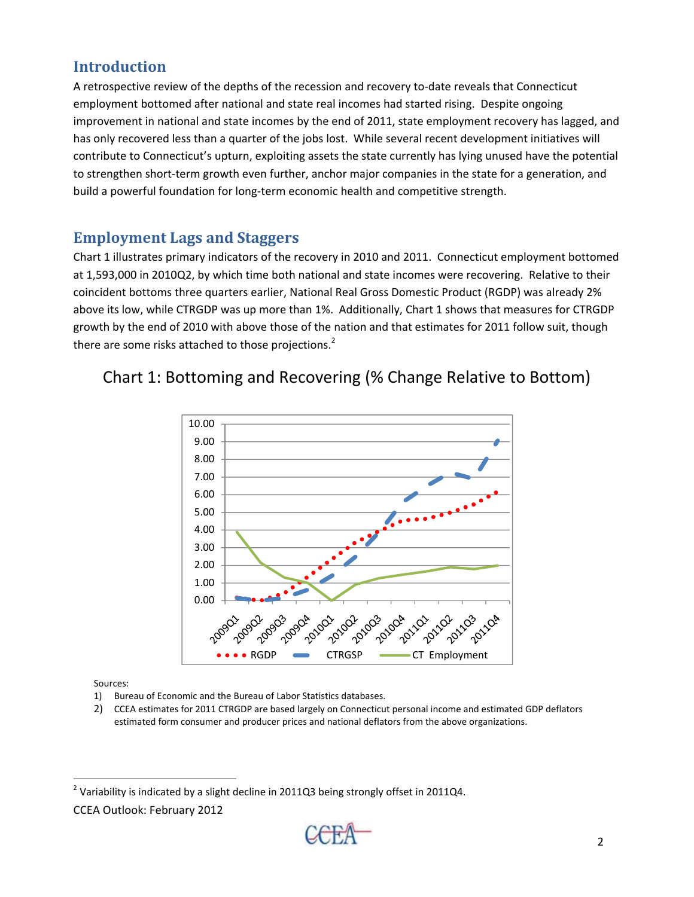## Introduction

A retrospective review of the depths of the recession and recovery to-date reveals that Connecticut employment bottomed after national and state real incomes had started rising. Despite ongoing improvement in national and state incomes by the end of 2011, state employment recovery has lagged, and has only recovered less than a quarter of the jobs lost. While several recent development initiatives will contribute to Connecticut's upturn, exploiting assets the state currently has lying unused have the potential to strengthen short-term growth even further, anchor major companies in the state for a generation, and build a powerful foundation for long-term economic health and competitive strength.

## Employment Lags and Staggers

Chart 1 illustrates primary indicators of the recovery in 2010 and 2011. Connecticut employment bottomed at 1,593,000 in 2010Q2, by which time both national and state incomes were recovering. Relative to their coincident bottoms three quarters earlier, National Real Gross Domestic Product (RGDP) was already 2% above its low, while CTRGDP was up more than 1%. Additionally, Chart 1 shows that measures for CTRGDP growth by the end of 2010 with above those of the nation and that estimates for 2011 follow suit, though there are some risks attached to those projections.[2]

### Chart 1: Bottoming and Recovering (% Change Relative to Bottom)

Sources:

1) Bureau of Economic and the Bureau of Labor Statistics databases.
2) CCEA estimates for 2011 CTRGDP are based largely on Connecticut personal income and estimated GDP deflators estimated form consumer and producer prices and national deflators from the above organizations.

[2] Variability is indicated by a slight decline in 2011Q3 being strongly offset in 2011Q4.

CCEA Outlook: February 2012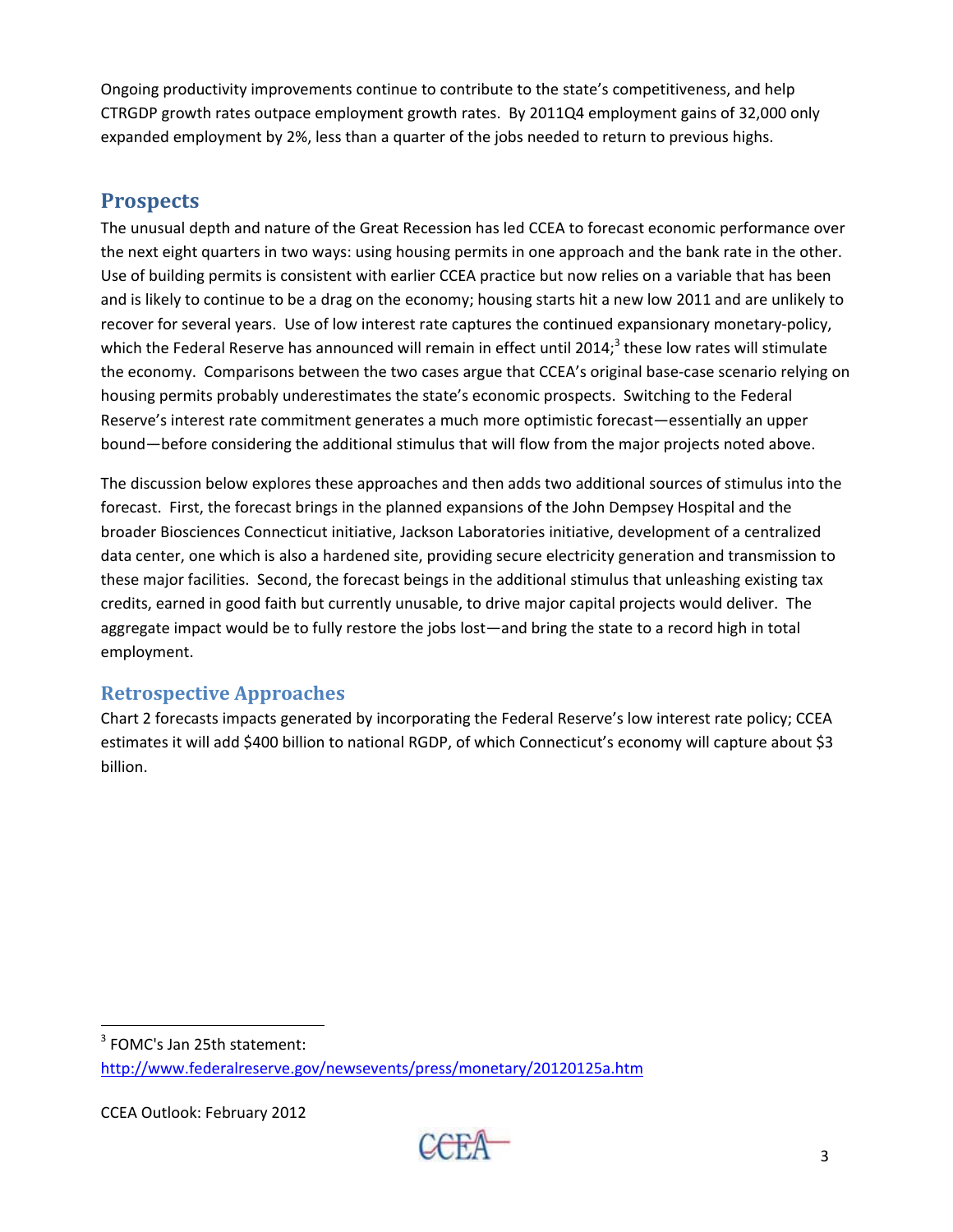Ongoing productivity improvements continue to contribute to the state's competitiveness, and help CTRGDP growth rates outpace employment growth rates. By 2011Q4 employment gains of 32,000 only expanded employment by 2%, less than a quarter of the jobs needed to return to previous highs.

## Prospects

The unusual depth and nature of the Great Recession has led CCEA to forecast economic performance over the next eight quarters in two ways: using housing permits in one approach and the bank rate in the other. Use of building permits is consistent with earlier CCEA practice but now relies on a variable that has been and is likely to continue to be a drag on the economy; housing starts hit a new low 2011 and are unlikely to recover for several years. Use of low interest rate captures the continued expansionary monetary-policy, which the Federal Reserve has announced will remain in effect until 2014;[3] these low rates will stimulate the economy. Comparisons between the two cases argue that CCEA's original base-case scenario relying on housing permits probably underestimates the state's economic prospects. Switching to the Federal Reserve's interest rate commitment generates a much more optimistic forecast—essentially an upper bound—before considering the additional stimulus that will flow from the major projects noted above.

The discussion below explores these approaches and then adds two additional sources of stimulus into the forecast. First, the forecast brings in the planned expansions of the John Dempsey Hospital and the broader Biosciences Connecticut initiative, Jackson Laboratories initiative, development of a centralized data center, one which is also a hardened site, providing secure electricity generation and transmission to these major facilities. Second, the forecast beings in the additional stimulus that unleashing existing tax credits, earned in good faith but currently unusable, to drive major capital projects would deliver. The aggregate impact would be to fully restore the jobs lost—and bring the state to a record high in total employment.

### Retrospective Approaches

Chart 2 forecasts impacts generated by incorporating the Federal Reserve's low interest rate policy; CCEA estimates it will add $400 billion to national RGDP, of which Connecticut's economy will capture about $3 billion.

[3] FOMC's Jan 25th statement: http://www.federalreserve.gov/newsevents/press/monetary/20120125a.htm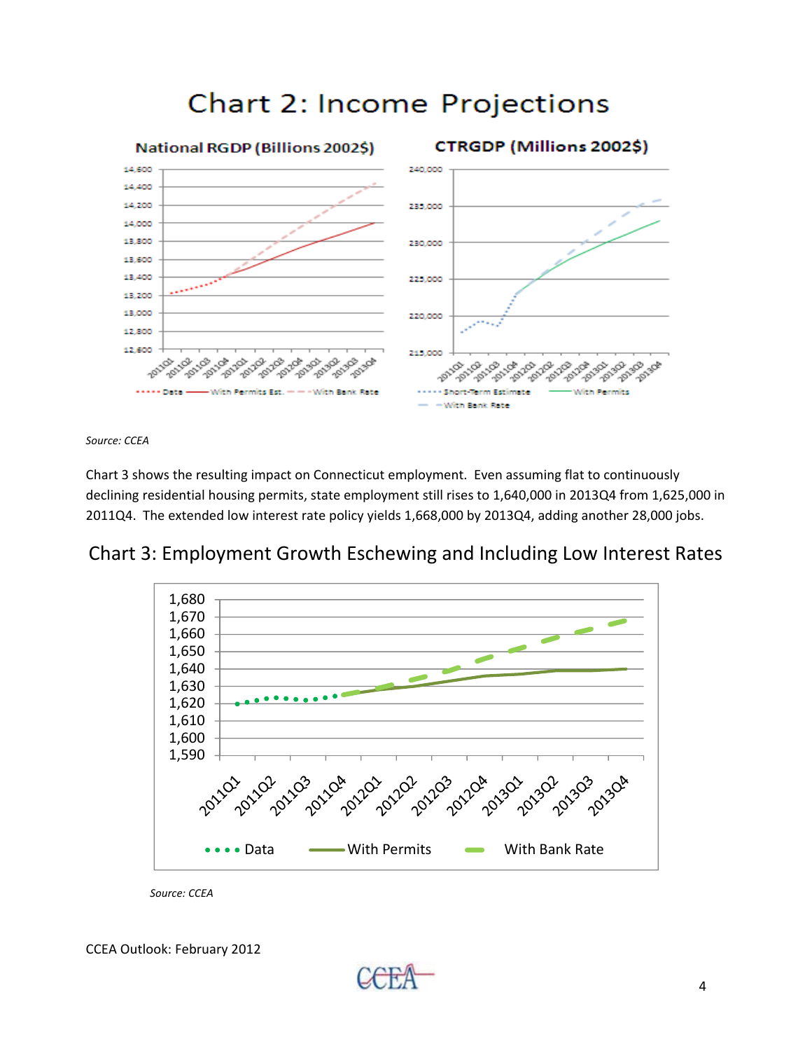# Chart 2: Income Projections

*Source: CCEA*

Chart 3 shows the resulting impact on Connecticut employment. Even assuming flat to continuously declining residential housing permits, state employment still rises to 1,640,000 in 2013Q4 from 1,625,000 in 2011Q4. The extended low interest rate policy yields 1,668,000 by 2013Q4, adding another 28,000 jobs.

## Chart 3: Employment Growth Eschewing and Including Low Interest Rates

*Source: CCEA*

CCEA Outlook: February 2012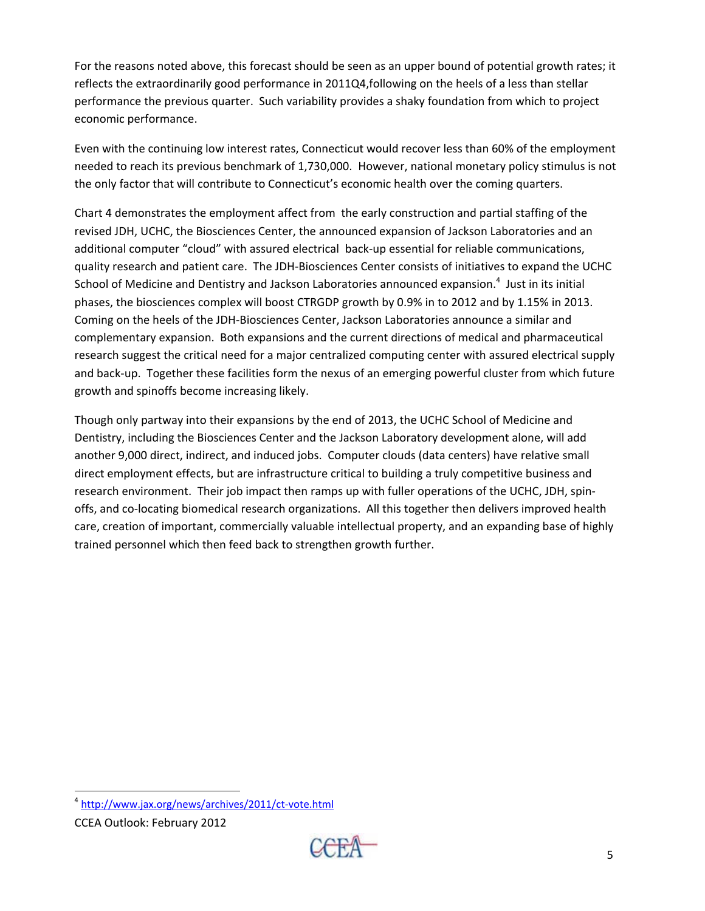For the reasons noted above, this forecast should be seen as an upper bound of potential growth rates; it reflects the extraordinarily good performance in 2011Q4,following on the heels of a less than stellar performance the previous quarter. Such variability provides a shaky foundation from which to project economic performance.

Even with the continuing low interest rates, Connecticut would recover less than 60% of the employment needed to reach its previous benchmark of 1,730,000. However, national monetary policy stimulus is not the only factor that will contribute to Connecticut's economic health over the coming quarters.

Chart 4 demonstrates the employment affect from the early construction and partial staffing of the revised JDH, UCHC, the Biosciences Center, the announced expansion of Jackson Laboratories and an additional computer "cloud" with assured electrical back-up essential for reliable communications, quality research and patient care. The JDH-Biosciences Center consists of initiatives to expand the UCHC School of Medicine and Dentistry and Jackson Laboratories announced expansion.[4] Just in its initial phases, the biosciences complex will boost CTRGDP growth by 0.9% in to 2012 and by 1.15% in 2013. Coming on the heels of the JDH-Biosciences Center, Jackson Laboratories announce a similar and complementary expansion. Both expansions and the current directions of medical and pharmaceutical research suggest the critical need for a major centralized computing center with assured electrical supply and back-up. Together these facilities form the nexus of an emerging powerful cluster from which future growth and spinoffs become increasing likely.

Though only partway into their expansions by the end of 2013, the UCHC School of Medicine and Dentistry, including the Biosciences Center and the Jackson Laboratory development alone, will add another 9,000 direct, indirect, and induced jobs. Computer clouds (data centers) have relative small direct employment effects, but are infrastructure critical to building a truly competitive business and research environment. Their job impact then ramps up with fuller operations of the UCHC, JDH, spin-offs, and co-locating biomedical research organizations. All this together then delivers improved health care, creation of important, commercially valuable intellectual property, and an expanding base of highly trained personnel which then feed back to strengthen growth further.

---

[4] http://www.jax.org/news/archives/2011/ct-vote.html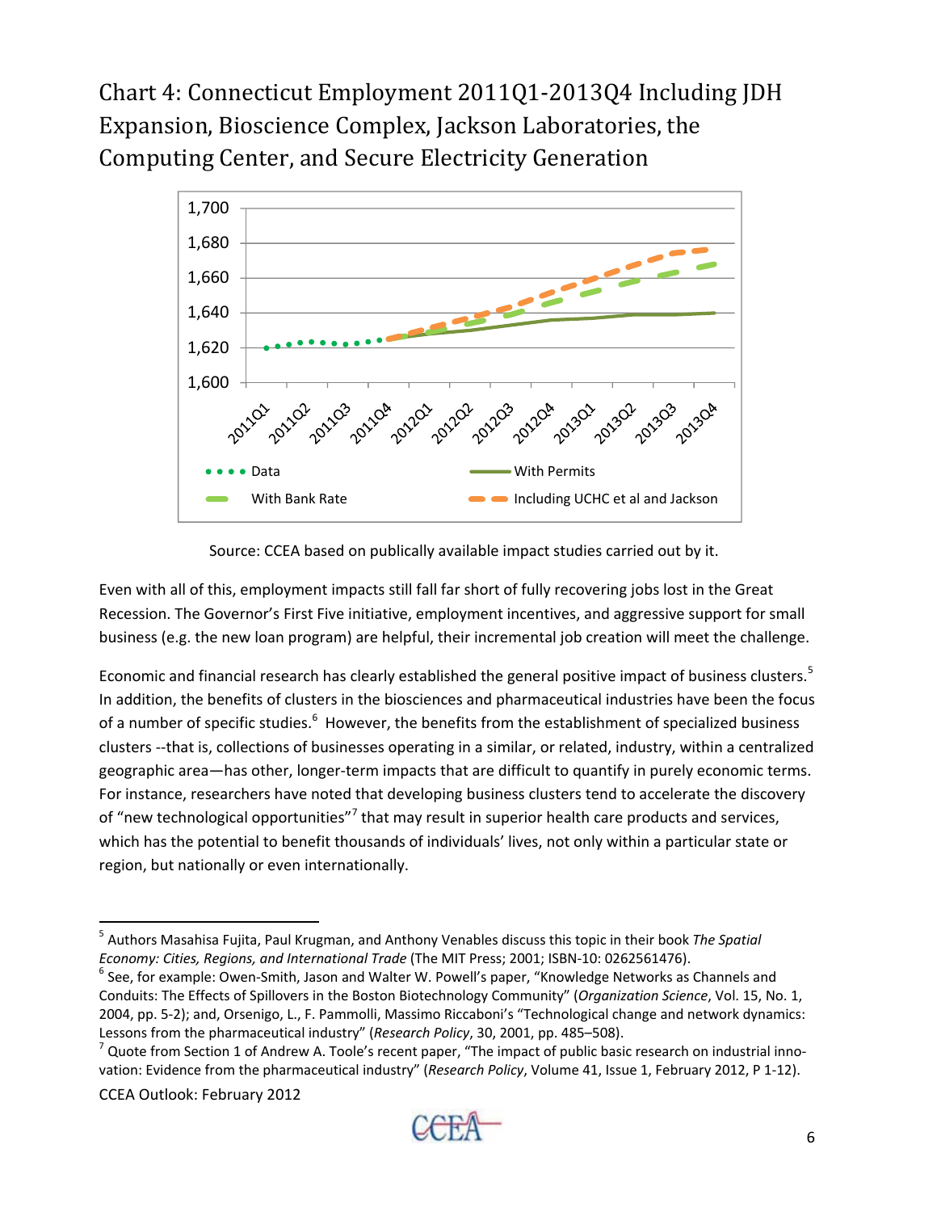## Chart 4: Connecticut Employment 2011Q1-2013Q4 Including JDH Expansion, Bioscience Complex, Jackson Laboratories, the Computing Center, and Secure Electricity Generation

Source: CCEA based on publically available impact studies carried out by it.

Even with all of this, employment impacts still fall far short of fully recovering jobs lost in the Great Recession. The Governor's First Five initiative, employment incentives, and aggressive support for small business (e.g. the new loan program) are helpful, their incremental job creation will meet the challenge.

Economic and financial research has clearly established the general positive impact of business clusters.[5] In addition, the benefits of clusters in the biosciences and pharmaceutical industries have been the focus of a number of specific studies.[6] However, the benefits from the establishment of specialized business clusters --that is, collections of businesses operating in a similar, or related, industry, within a centralized geographic area—has other, longer-term impacts that are difficult to quantify in purely economic terms. For instance, researchers have noted that developing business clusters tend to accelerate the discovery of "new technological opportunities"[7] that may result in superior health care products and services, which has the potential to benefit thousands of individuals' lives, not only within a particular state or region, but nationally or even internationally.

---

[5] Authors Masahisa Fujita, Paul Krugman, and Anthony Venables discuss this topic in their book *The Spatial Economy: Cities, Regions, and International Trade* (The MIT Press; 2001; ISBN-10: 0262561476).

[6] See, for example: Owen-Smith, Jason and Walter W. Powell's paper, "Knowledge Networks as Channels and Conduits: The Effects of Spillovers in the Boston Biotechnology Community" (*Organization Science*, Vol. 15, No. 1, 2004, pp. 5-2); and, Orsenigo, L., F. Pammolli, Massimo Riccaboni's "Technological change and network dynamics: Lessons from the pharmaceutical industry" (*Research Policy*, 30, 2001, pp. 485–508).

[7] Quote from Section 1 of Andrew A. Toole's recent paper, "The impact of public basic research on industrial innovation: Evidence from the pharmaceutical industry" (*Research Policy*, Volume 41, Issue 1, February 2012, P 1-12).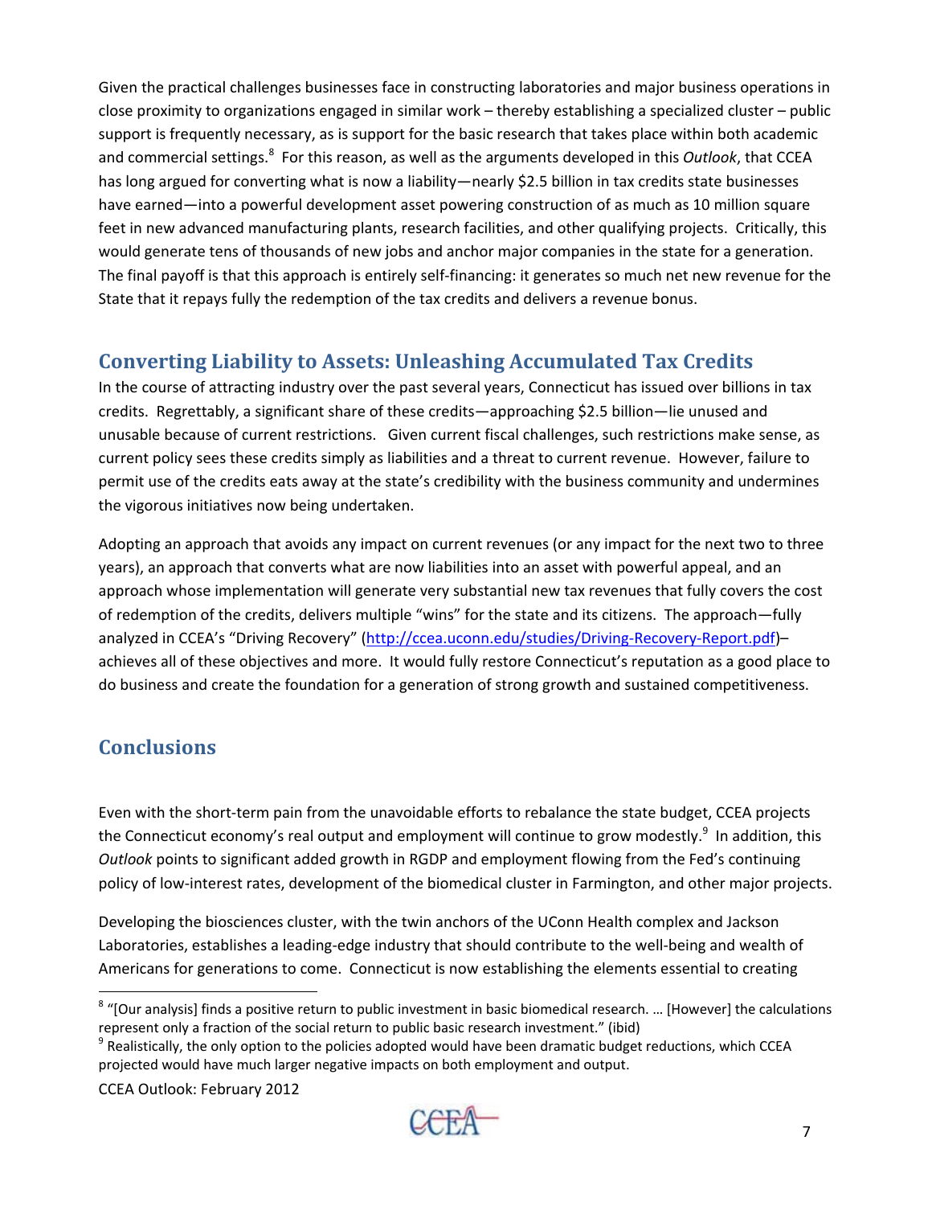Given the practical challenges businesses face in constructing laboratories and major business operations in close proximity to organizations engaged in similar work – thereby establishing a specialized cluster – public support is frequently necessary, as is support for the basic research that takes place within both academic and commercial settings.[8] For this reason, as well as the arguments developed in this *Outlook*, that CCEA has long argued for converting what is now a liability—nearly $2.5 billion in tax credits state businesses have earned—into a powerful development asset powering construction of as much as 10 million square feet in new advanced manufacturing plants, research facilities, and other qualifying projects. Critically, this would generate tens of thousands of new jobs and anchor major companies in the state for a generation. The final payoff is that this approach is entirely self-financing: it generates so much net new revenue for the State that it repays fully the redemption of the tax credits and delivers a revenue bonus.

## Converting Liability to Assets: Unleashing Accumulated Tax Credits

In the course of attracting industry over the past several years, Connecticut has issued over billions in tax credits. Regrettably, a significant share of these credits—approaching $2.5 billion—lie unused and unusable because of current restrictions. Given current fiscal challenges, such restrictions make sense, as current policy sees these credits simply as liabilities and a threat to current revenue. However, failure to permit use of the credits eats away at the state's credibility with the business community and undermines the vigorous initiatives now being undertaken.

Adopting an approach that avoids any impact on current revenues (or any impact for the next two to three years), an approach that converts what are now liabilities into an asset with powerful appeal, and an approach whose implementation will generate very substantial new tax revenues that fully covers the cost of redemption of the credits, delivers multiple "wins" for the state and its citizens. The approach—fully analyzed in CCEA's "Driving Recovery" (http://ccea.uconn.edu/studies/Driving-Recovery-Report.pdf)– achieves all of these objectives and more. It would fully restore Connecticut's reputation as a good place to do business and create the foundation for a generation of strong growth and sustained competitiveness.

## Conclusions

Even with the short-term pain from the unavoidable efforts to rebalance the state budget, CCEA projects the Connecticut economy's real output and employment will continue to grow modestly.[9] In addition, this *Outlook* points to significant added growth in RGDP and employment flowing from the Fed's continuing policy of low-interest rates, development of the biomedical cluster in Farmington, and other major projects.

Developing the biosciences cluster, with the twin anchors of the UConn Health complex and Jackson Laboratories, establishes a leading-edge industry that should contribute to the well-being and wealth of Americans for generations to come. Connecticut is now establishing the elements essential to creating

---

[8] "[Our analysis] finds a positive return to public investment in basic biomedical research. … [However] the calculations represent only a fraction of the social return to public basic research investment." (ibid)

[9] Realistically, the only option to the policies adopted would have been dramatic budget reductions, which CCEA projected would have much larger negative impacts on both employment and output.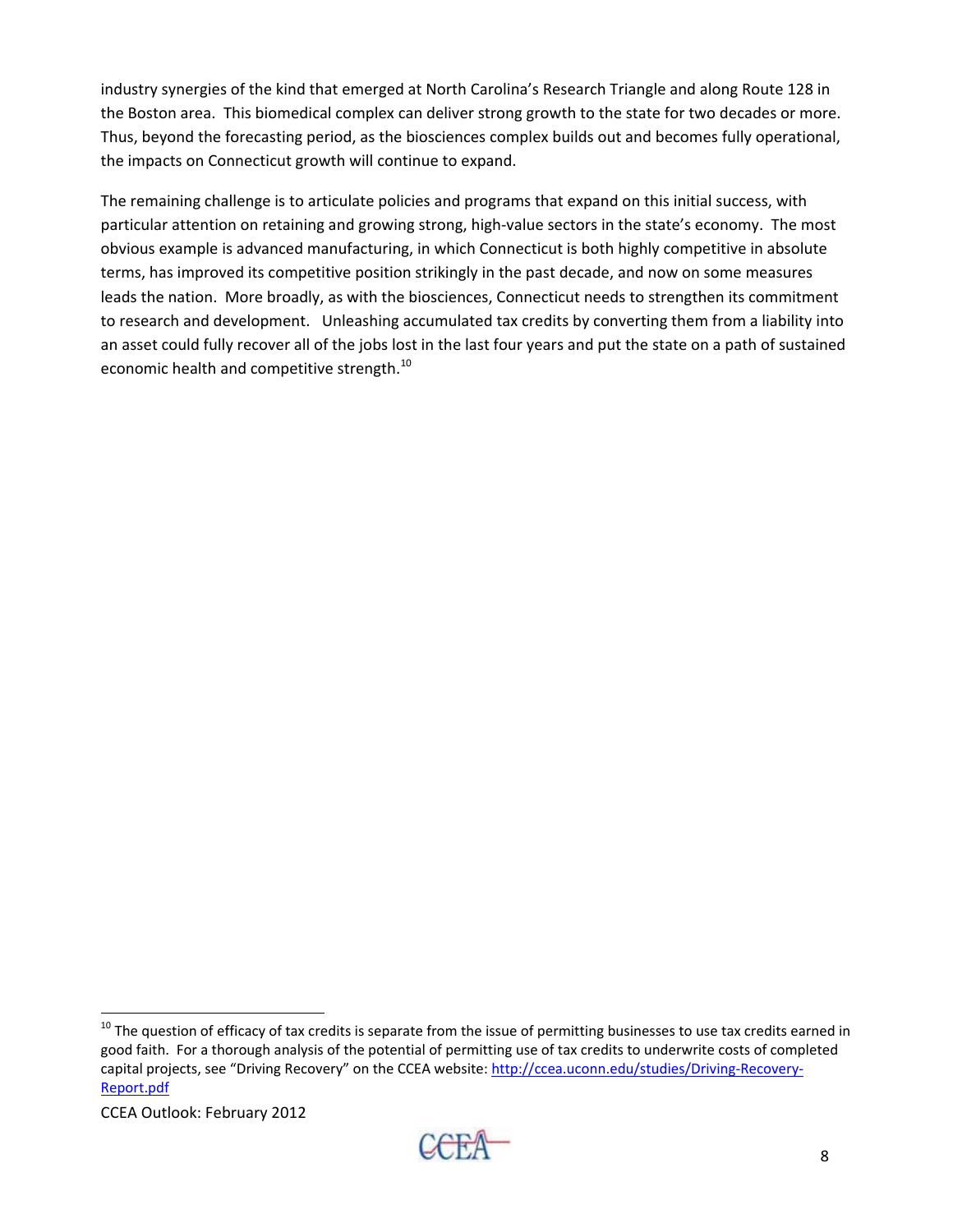industry synergies of the kind that emerged at North Carolina's Research Triangle and along Route 128 in the Boston area. This biomedical complex can deliver strong growth to the state for two decades or more. Thus, beyond the forecasting period, as the biosciences complex builds out and becomes fully operational, the impacts on Connecticut growth will continue to expand.

The remaining challenge is to articulate policies and programs that expand on this initial success, with particular attention on retaining and growing strong, high-value sectors in the state's economy. The most obvious example is advanced manufacturing, in which Connecticut is both highly competitive in absolute terms, has improved its competitive position strikingly in the past decade, and now on some measures leads the nation. More broadly, as with the biosciences, Connecticut needs to strengthen its commitment to research and development. Unleashing accumulated tax credits by converting them from a liability into an asset could fully recover all of the jobs lost in the last four years and put the state on a path of sustained economic health and competitive strength.[10]

---

[10] The question of efficacy of tax credits is separate from the issue of permitting businesses to use tax credits earned in good faith. For a thorough analysis of the potential of permitting use of tax credits to underwrite costs of completed capital projects, see "Driving Recovery" on the CCEA website: [http://ccea.uconn.edu/studies/Driving-Recovery-Report.pdf](http://ccea.uconn.edu/studies/Driving-Recovery-Report.pdf)